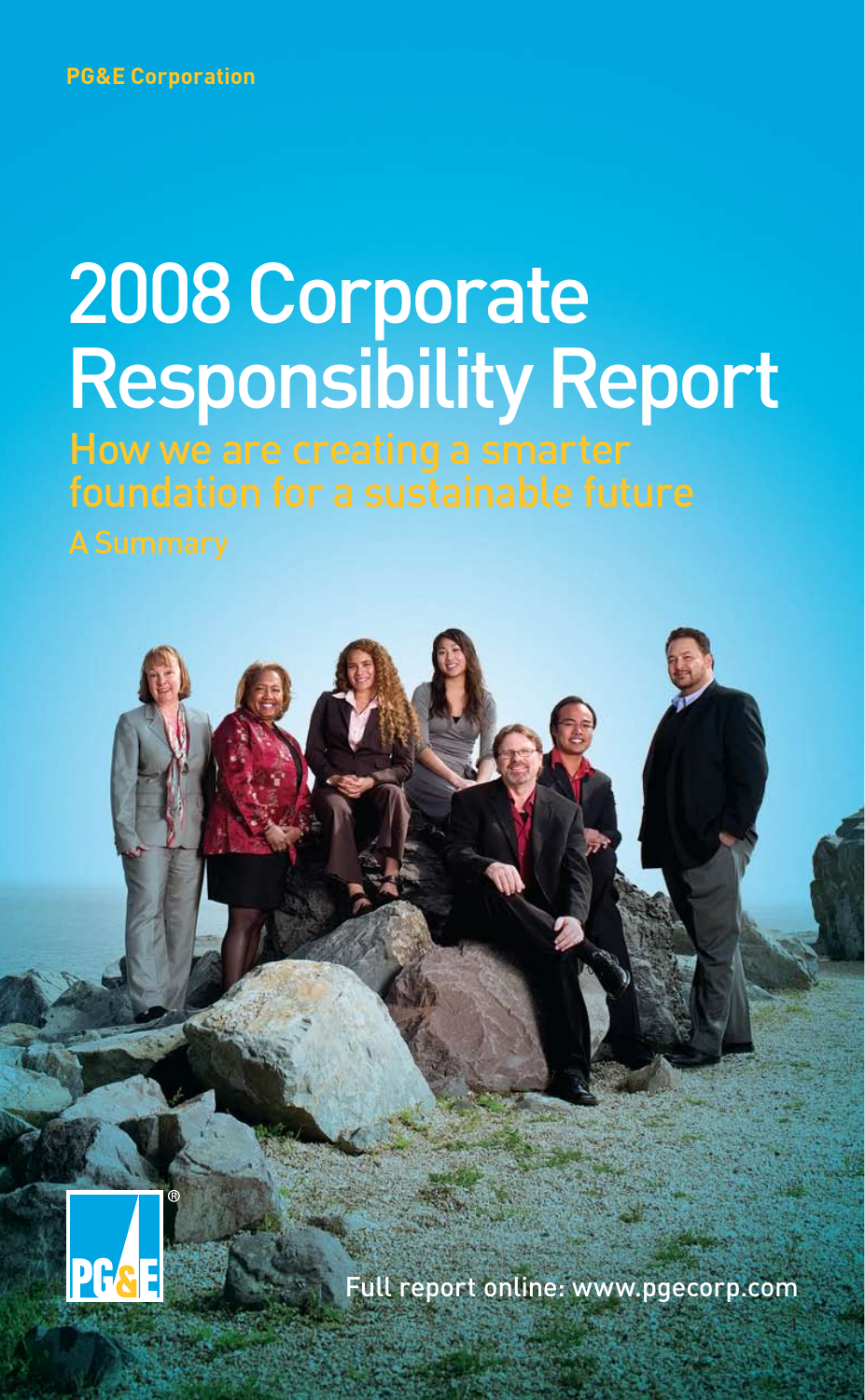PG&E Corporation

# 2008 Corporate Responsibility Report

## How we are creating a smarter foundation for a sustainable future

A Summary

Full report online: www.pgecorp.com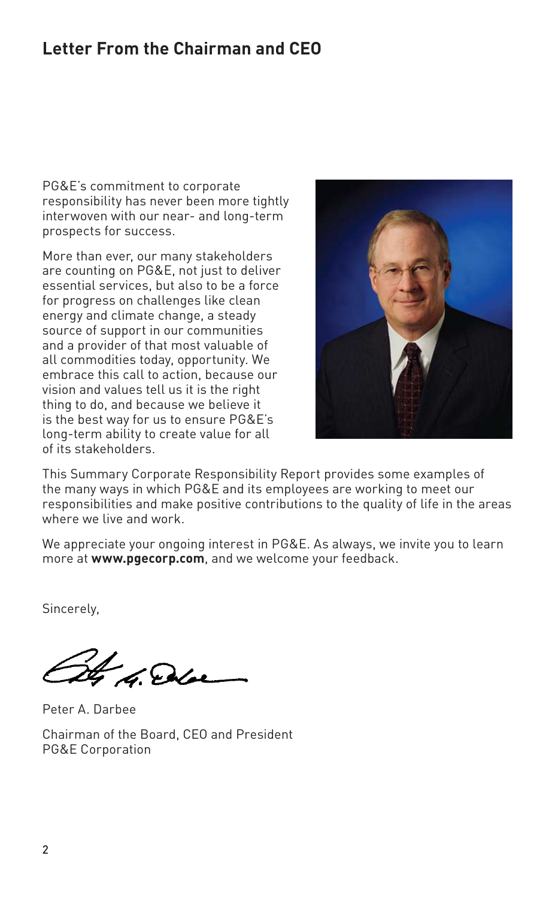## Letter From the Chairman and CEO

PG&E's commitment to corporate responsibility has never been more tightly interwoven with our near- and long-term prospects for success.

More than ever, our many stakeholders are counting on PG&E, not just to deliver essential services, but also to be a force for progress on challenges like clean energy and climate change, a steady source of support in our communities and a provider of that most valuable of all commodities today, opportunity. We embrace this call to action, because our vision and values tell us it is the right thing to do, and because we believe it is the best way for us to ensure PG&E's long-term ability to create value for all of its stakeholders.

This Summary Corporate Responsibility Report provides some examples of the many ways in which PG&E and its employees are working to meet our responsibilities and make positive contributions to the quality of life in the areas where we live and work.

We appreciate your ongoing interest in PG&E. As always, we invite you to learn more at **www.pgecorp.com**, and we welcome your feedback.

Sincerely,

Peter A. Darbee

Chairman of the Board, CEO and President
PG&E Corporation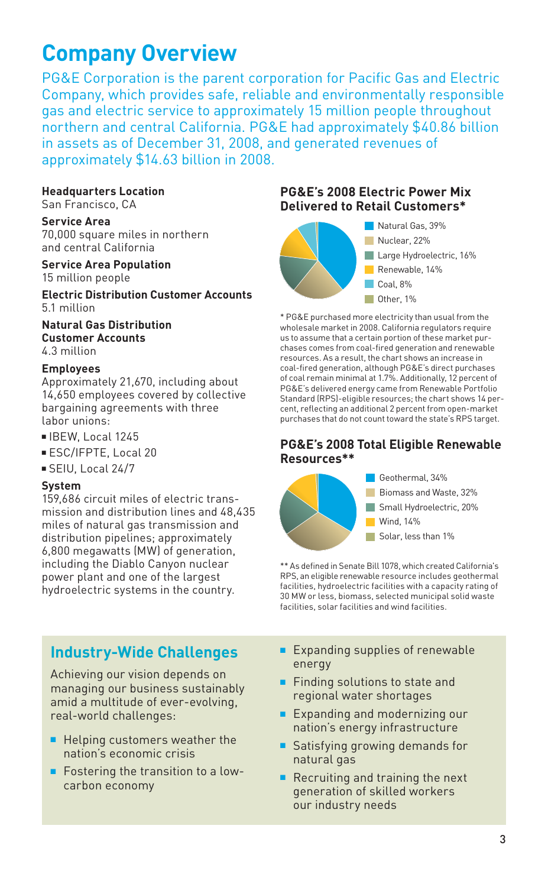# Company Overview

PG&E Corporation is the parent corporation for Pacific Gas and Electric Company, which provides safe, reliable and environmentally responsible gas and electric service to approximately 15 million people throughout northern and central California. PG&E had approximately $40.86 billion in assets as of December 31, 2008, and generated revenues of approximately $14.63 billion in 2008.

**Headquarters Location**
San Francisco, CA

**Service Area**
70,000 square miles in northern and central California

**Service Area Population**
15 million people

**Electric Distribution Customer Accounts**
5.1 million

**Natural Gas Distribution Customer Accounts**
4.3 million

**Employees**
Approximately 21,670, including about 14,650 employees covered by collective bargaining agreements with three labor unions:

- IBEW, Local 1245
- ESC/IFPTE, Local 20
- SEIU, Local 24/7

**System**
159,686 circuit miles of electric transmission and distribution lines and 48,435 miles of natural gas transmission and distribution pipelines; approximately 6,800 megawatts (MW) of generation, including the Diablo Canyon nuclear power plant and one of the largest hydroelectric systems in the country.

### PG&E's 2008 Electric Power Mix Delivered to Retail Customers*

- Natural Gas, 39%
- Nuclear, 22%
- Large Hydroelectric, 16%
- Renewable, 14%
- Coal, 8%
- Other, 1%

* PG&E purchased more electricity than usual from the wholesale market in 2008. California regulators require us to assume that a certain portion of these market purchases comes from coal-fired generation and renewable resources. As a result, the chart shows an increase in coal-fired generation, although PG&E's direct purchases of coal remain minimal at 1.7%. Additionally, 12 percent of PG&E's delivered energy came from Renewable Portfolio Standard (RPS)-eligible resources; the chart shows 14 percent, reflecting an additional 2 percent from open-market purchases that do not count toward the state's RPS target.

### PG&E's 2008 Total Eligible Renewable Resources**

- Geothermal, 34%
- Biomass and Waste, 32%
- Small Hydroelectric, 20%
- Wind, 14%
- Solar, less than 1%

** As defined in Senate Bill 1078, which created California's RPS, an eligible renewable resource includes geothermal facilities, hydroelectric facilities with a capacity rating of 30 MW or less, biomass, selected municipal solid waste facilities, solar facilities and wind facilities.

## Industry-Wide Challenges

Achieving our vision depends on managing our business sustainably amid a multitude of ever-evolving, real-world challenges:

- Helping customers weather the nation's economic crisis
- Fostering the transition to a low-carbon economy
- Expanding supplies of renewable energy
- Finding solutions to state and regional water shortages
- Expanding and modernizing our nation's energy infrastructure
- Satisfying growing demands for natural gas
- Recruiting and training the next generation of skilled workers our industry needs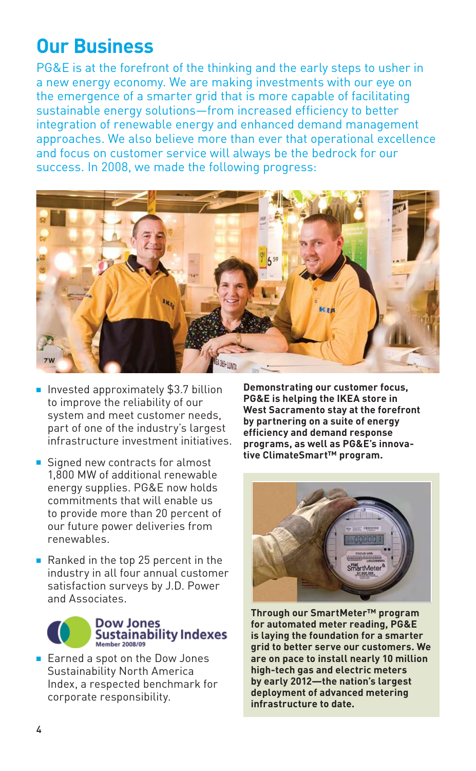# Our Business

PG&E is at the forefront of the thinking and the early steps to usher in a new energy economy. We are making investments with our eye on the emergence of a smarter grid that is more capable of facilitating sustainable energy solutions—from increased efficiency to better integration of renewable energy and enhanced demand management approaches. We also believe more than ever that operational excellence and focus on customer service will always be the bedrock for our success. In 2008, we made the following progress:

**Demonstrating our customer focus, PG&E is helping the IKEA store in West Sacramento stay at the forefront by partnering on a suite of energy efficiency and demand response programs, as well as PG&E's innovative ClimateSmart™ program.**

- Invested approximately $3.7 billion to improve the reliability of our system and meet customer needs, part of one of the industry's largest infrastructure investment initiatives.
- Signed new contracts for almost 1,800 MW of additional renewable energy supplies. PG&E now holds commitments that will enable us to provide more than 20 percent of our future power deliveries from renewables.
- Ranked in the top 25 percent in the industry in all four annual customer satisfaction surveys by J.D. Power and Associates.

Dow Jones Sustainability Indexes
Member 2008/09

- Earned a spot on the Dow Jones Sustainability North America Index, a respected benchmark for corporate responsibility.

**Through our SmartMeter™ program for automated meter reading, PG&E is laying the foundation for a smarter grid to better serve our customers. We are on pace to install nearly 10 million high-tech gas and electric meters by early 2012—the nation's largest deployment of advanced metering infrastructure to date.**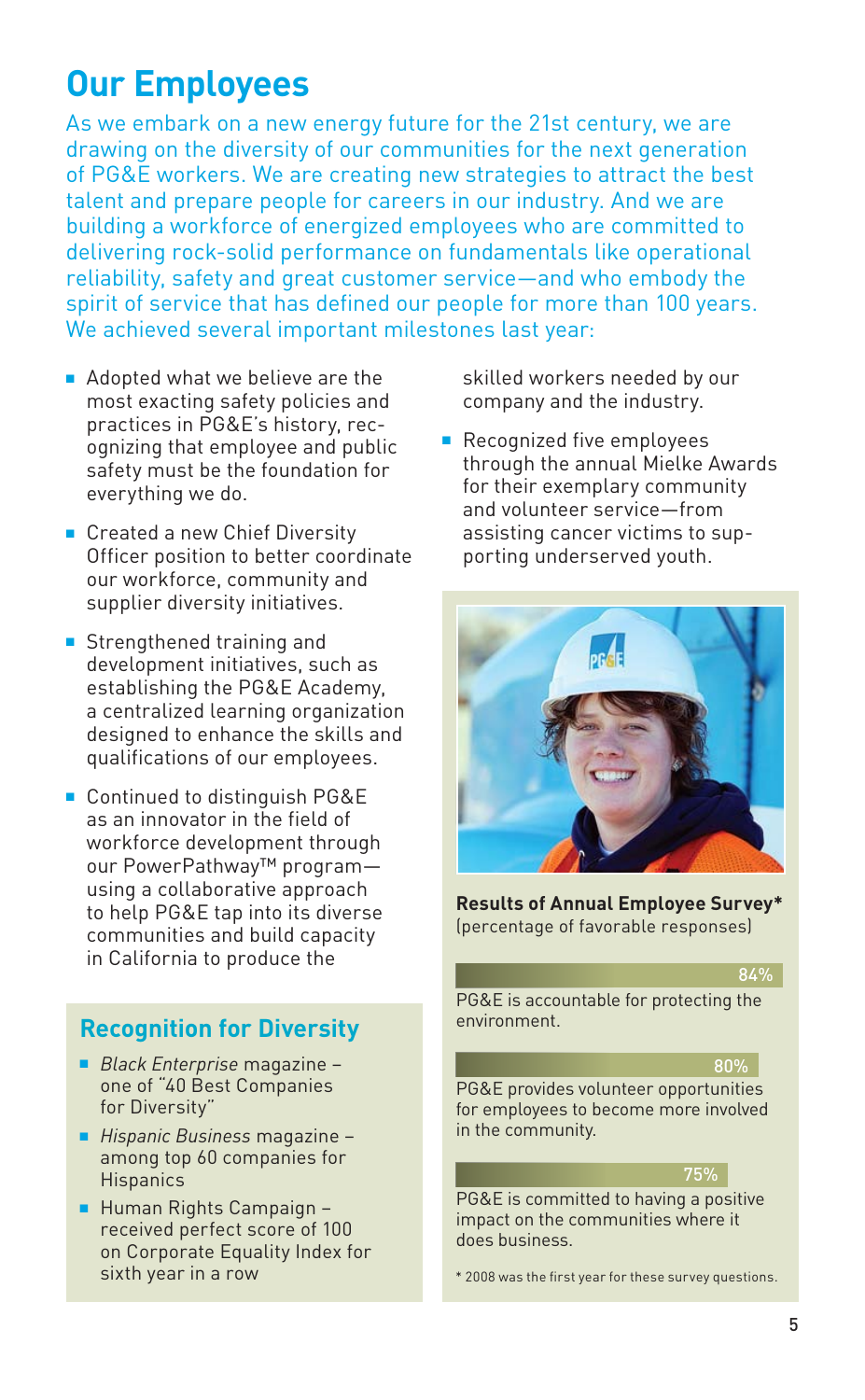# Our Employees

As we embark on a new energy future for the 21st century, we are drawing on the diversity of our communities for the next generation of PG&E workers. We are creating new strategies to attract the best talent and prepare people for careers in our industry. And we are building a workforce of energized employees who are committed to delivering rock-solid performance on fundamentals like operational reliability, safety and great customer service—and who embody the spirit of service that has defined our people for more than 100 years. We achieved several important milestones last year:

- Adopted what we believe are the most exacting safety policies and practices in PG&E's history, recognizing that employee and public safety must be the foundation for everything we do.
- Created a new Chief Diversity Officer position to better coordinate our workforce, community and supplier diversity initiatives.
- Strengthened training and development initiatives, such as establishing the PG&E Academy, a centralized learning organization designed to enhance the skills and qualifications of our employees.
- Continued to distinguish PG&E as an innovator in the field of workforce development through our PowerPathway™ program—using a collaborative approach to help PG&E tap into its diverse communities and build capacity in California to produce the skilled workers needed by our company and the industry.
- Recognized five employees through the annual Mielke Awards for their exemplary community and volunteer service—from assisting cancer victims to supporting underserved youth.

## Recognition for Diversity

- *Black Enterprise* magazine – one of "40 Best Companies for Diversity"
- *Hispanic Business* magazine – among top 60 companies for Hispanics
- Human Rights Campaign – received perfect score of 100 on Corporate Equality Index for sixth year in a row

**Results of Annual Employee Survey***
(percentage of favorable responses)

| Statement | Favorable |
|---|---|
| PG&E is accountable for protecting the environment. | 84% |
| PG&E provides volunteer opportunities for employees to become more involved in the community. | 80% |
| PG&E is committed to having a positive impact on the communities where it does business. | 75% |

\* 2008 was the first year for these survey questions.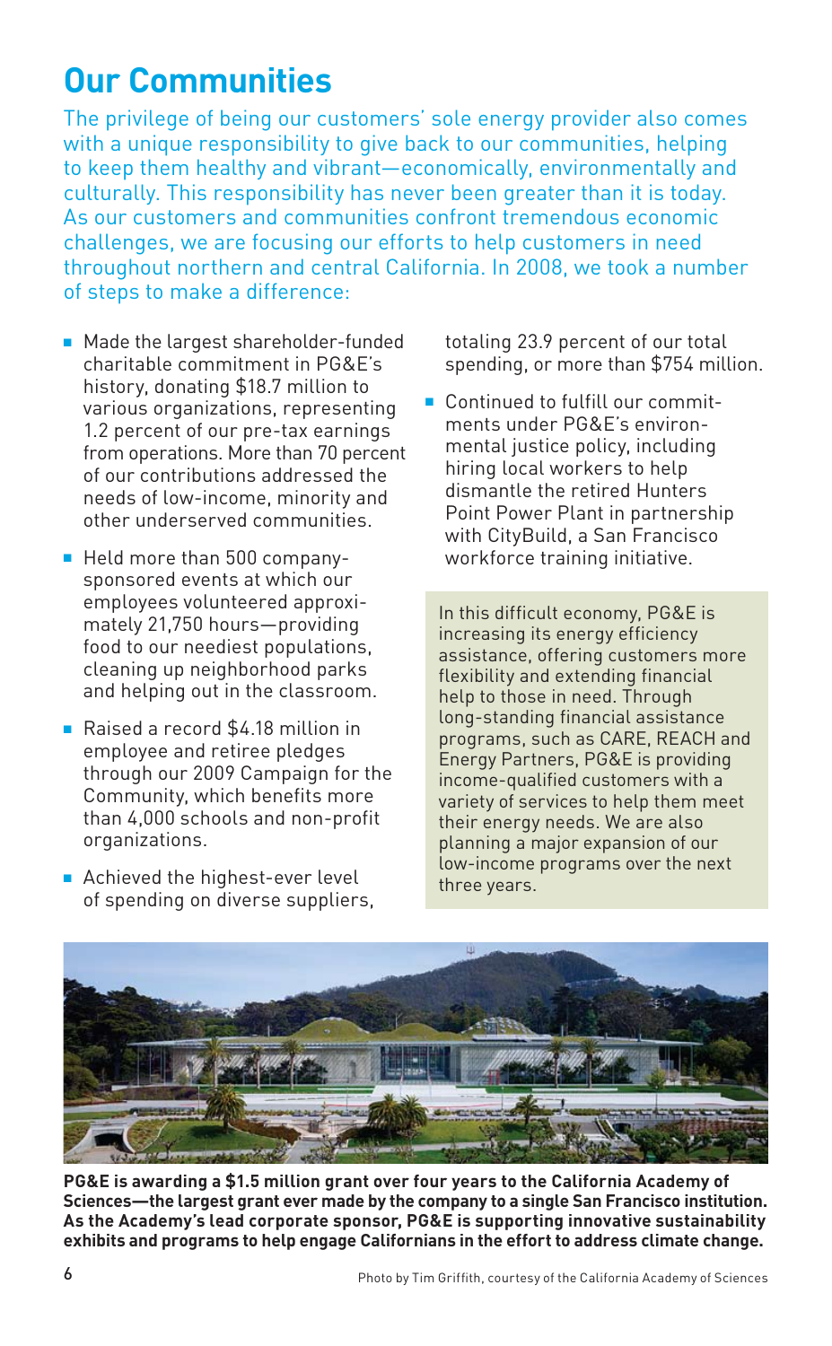# Our Communities

The privilege of being our customers' sole energy provider also comes with a unique responsibility to give back to our communities, helping to keep them healthy and vibrant—economically, environmentally and culturally. This responsibility has never been greater than it is today. As our customers and communities confront tremendous economic challenges, we are focusing our efforts to help customers in need throughout northern and central California. In 2008, we took a number of steps to make a difference:

- Made the largest shareholder-funded charitable commitment in PG&E's history, donating $18.7 million to various organizations, representing 1.2 percent of our pre-tax earnings from operations. More than 70 percent of our contributions addressed the needs of low-income, minority and other underserved communities.
- Held more than 500 company-sponsored events at which our employees volunteered approximately 21,750 hours—providing food to our neediest populations, cleaning up neighborhood parks and helping out in the classroom.
- Raised a record $4.18 million in employee and retiree pledges through our 2009 Campaign for the Community, which benefits more than 4,000 schools and non-profit organizations.
- Achieved the highest-ever level of spending on diverse suppliers, totaling 23.9 percent of our total spending, or more than $754 million.
- Continued to fulfill our commitments under PG&E's environmental justice policy, including hiring local workers to help dismantle the retired Hunters Point Power Plant in partnership with CityBuild, a San Francisco workforce training initiative.

In this difficult economy, PG&E is increasing its energy efficiency assistance, offering customers more flexibility and extending financial help to those in need. Through long-standing financial assistance programs, such as CARE, REACH and Energy Partners, PG&E is providing income-qualified customers with a variety of services to help them meet their energy needs. We are also planning a major expansion of our low-income programs over the next three years.

**PG&E is awarding a $1.5 million grant over four years to the California Academy of Sciences—the largest grant ever made by the company to a single San Francisco institution. As the Academy's lead corporate sponsor, PG&E is supporting innovative sustainability exhibits and programs to help engage Californians in the effort to address climate change.**

Photo by Tim Griffith, courtesy of the California Academy of Sciences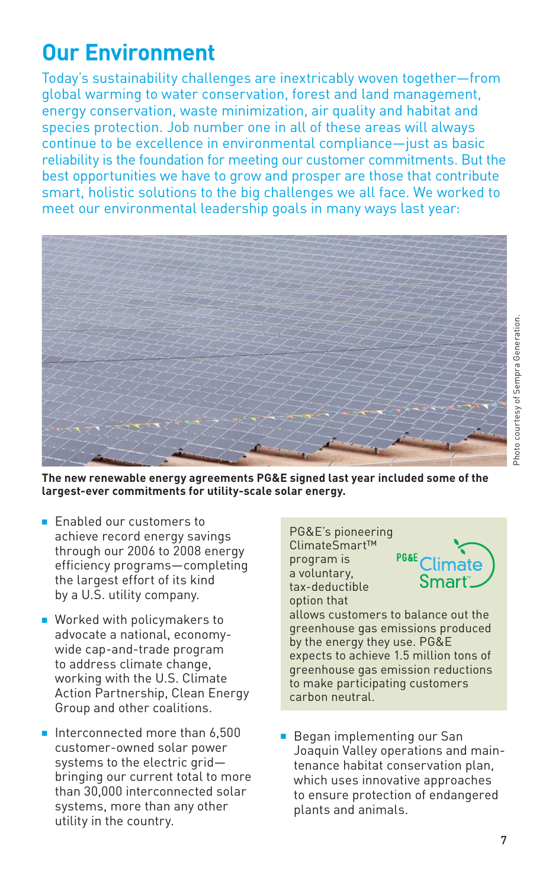# Our Environment

Today's sustainability challenges are inextricably woven together—from global warming to water conservation, forest and land management, energy conservation, waste minimization, air quality and habitat and species protection. Job number one in all of these areas will always continue to be excellence in environmental compliance—just as basic reliability is the foundation for meeting our customer commitments. But the best opportunities we have to grow and prosper are those that contribute smart, holistic solutions to the big challenges we all face. We worked to meet our environmental leadership goals in many ways last year:

Photo courtesy of Sempra Generation.

**The new renewable energy agreements PG&E signed last year included some of the largest-ever commitments for utility-scale solar energy.**

- Enabled our customers to achieve record energy savings through our 2006 to 2008 energy efficiency programs—completing the largest effort of its kind by a U.S. utility company.
- Worked with policymakers to advocate a national, economy-wide cap-and-trade program to address climate change, working with the U.S. Climate Action Partnership, Clean Energy Group and other coalitions.
- Interconnected more than 6,500 customer-owned solar power systems to the electric grid—bringing our current total to more than 30,000 interconnected solar systems, more than any other utility in the country.

PG&E ClimateSmart™

PG&E's pioneering ClimateSmart™ program is a voluntary, tax-deductible option that allows customers to balance out the greenhouse gas emissions produced by the energy they use. PG&E expects to achieve 1.5 million tons of greenhouse gas emission reductions to make participating customers carbon neutral.

- Began implementing our San Joaquin Valley operations and maintenance habitat conservation plan, which uses innovative approaches to ensure protection of endangered plants and animals.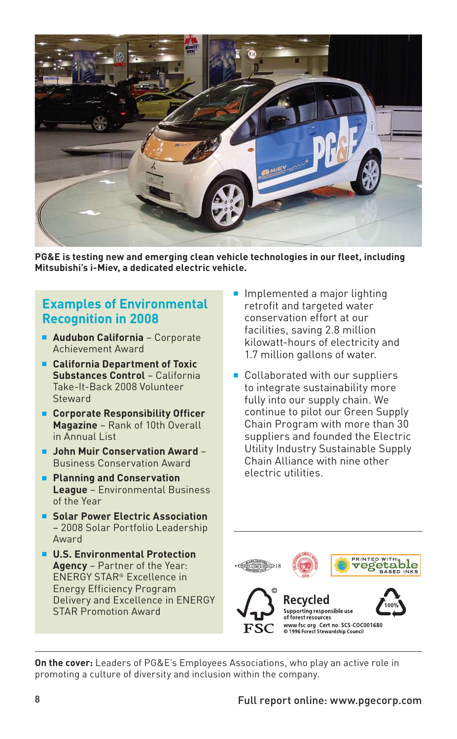**PG&E is testing new and emerging clean vehicle technologies in our fleet, including Mitsubishi's i-Miev, a dedicated electric vehicle.**

## Examples of Environmental Recognition in 2008

- **Audubon California** – Corporate Achievement Award
- **California Department of Toxic Substances Control** – California Take-It-Back 2008 Volunteer Steward
- **Corporate Responsibility Officer Magazine** – Rank of 10th Overall in Annual List
- **John Muir Conservation Award** – Business Conservation Award
- **Planning and Conservation League** – Environmental Business of the Year
- **Solar Power Electric Association** – 2008 Solar Portfolio Leadership Award
- **U.S. Environmental Protection Agency** – Partner of the Year: ENERGY STAR® Excellence in Energy Efficiency Program Delivery and Excellence in ENERGY STAR Promotion Award

- Implemented a major lighting retrofit and targeted water conservation effort at our facilities, saving 2.8 million kilowatt-hours of electricity and 1.7 million gallons of water.
- Collaborated with our suppliers to integrate sustainability more fully into our supply chain. We continue to pilot our Green Supply Chain Program with more than 30 suppliers and founded the Electric Utility Industry Sustainable Supply Chain Alliance with nine other electric utilities.

PRINTED WITH vegetable BASED INKS

FSC Recycled Supporting responsible use of forest resources www.fsc.org Cert no. SCS-COC001680 © 1996 Forest Stewardship Council

100%

**On the cover:** Leaders of PG&E's Employees Associations, who play an active role in promoting a culture of diversity and inclusion within the company.

Full report online: www.pgecorp.com